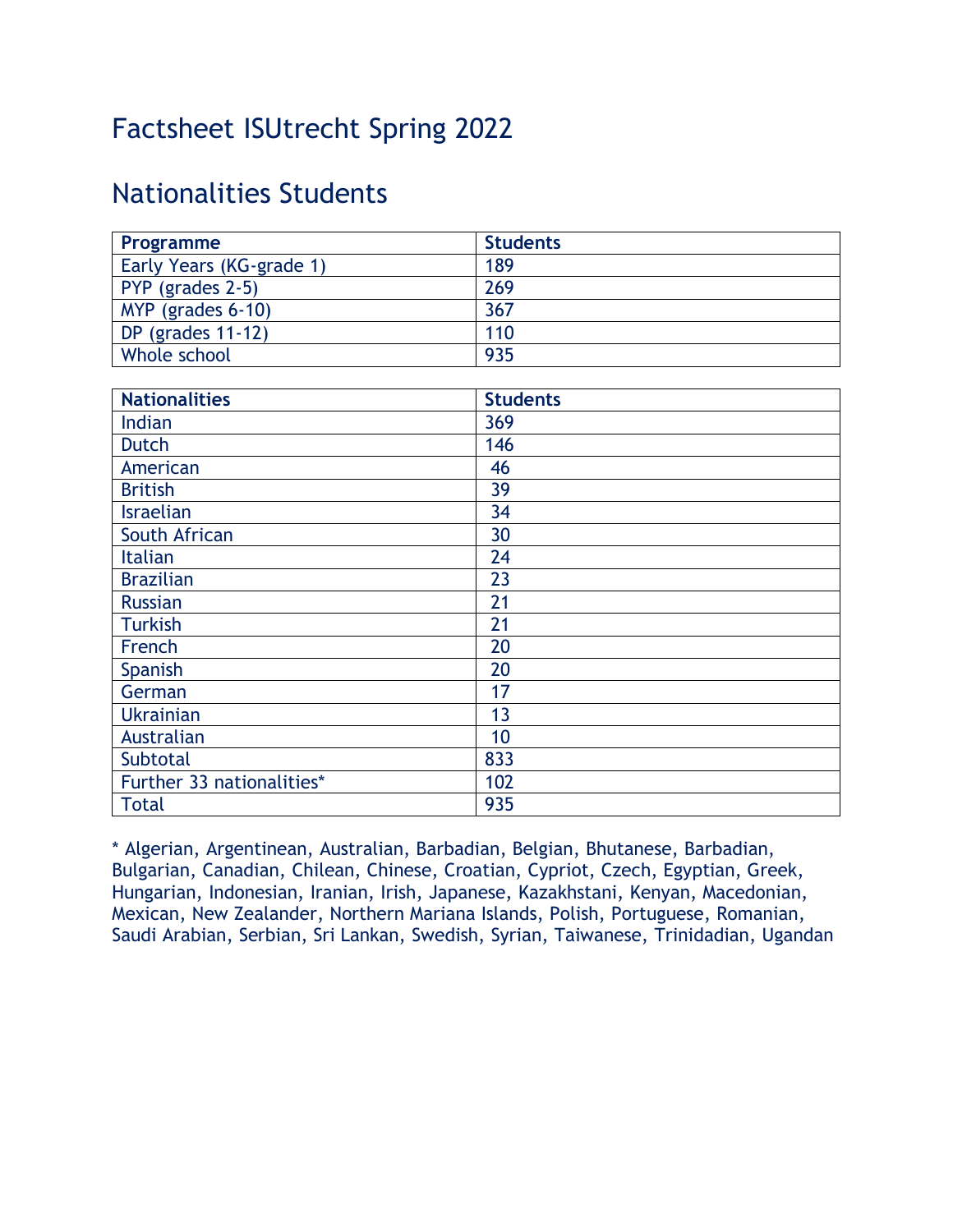# Factsheet ISUtrecht Spring 2022

## Nationalities Students

| Programme | Students |
|---|---|
| Early Years (KG-grade 1) | 189 |
| PYP (grades 2-5) | 269 |
| MYP (grades 6-10) | 367 |
| DP (grades 11-12) | 110 |
| Whole school | 935 |

| Nationalities | Students |
|---|---|
| Indian | 369 |
| Dutch | 146 |
| American | 46 |
| British | 39 |
| Israelian | 34 |
| South African | 30 |
| Italian | 24 |
| Brazilian | 23 |
| Russian | 21 |
| Turkish | 21 |
| French | 20 |
| Spanish | 20 |
| German | 17 |
| Ukrainian | 13 |
| Australian | 10 |
| Subtotal | 833 |
| Further 33 nationalities* | 102 |
| Total | 935 |

* Algerian, Argentinean, Australian, Barbadian, Belgian, Bhutanese, Barbadian, Bulgarian, Canadian, Chilean, Chinese, Croatian, Cypriot, Czech, Egyptian, Greek, Hungarian, Indonesian, Iranian, Irish, Japanese, Kazakhstani, Kenyan, Macedonian, Mexican, New Zealander, Northern Mariana Islands, Polish, Portuguese, Romanian, Saudi Arabian, Serbian, Sri Lankan, Swedish, Syrian, Taiwanese, Trinidadian, Ugandan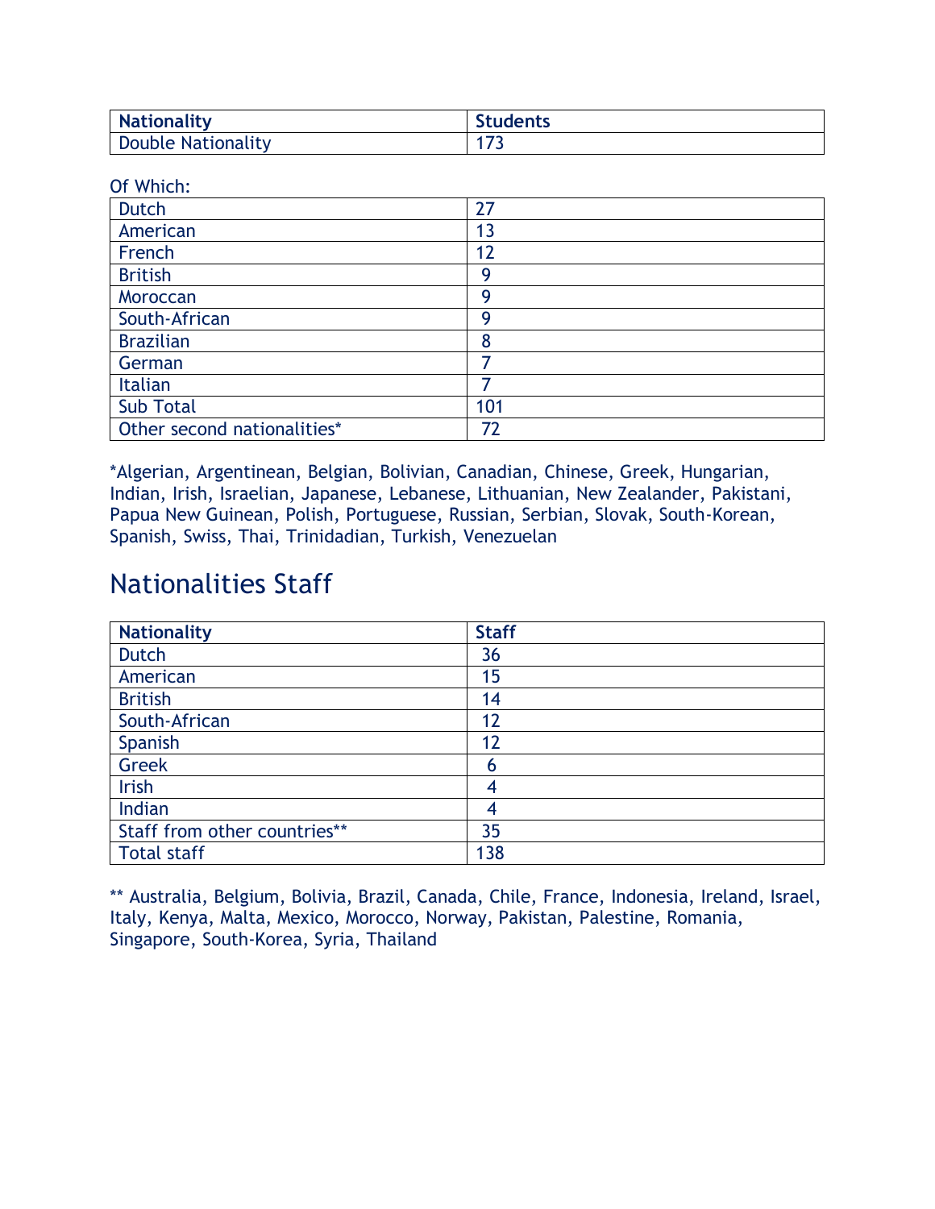| Nationality | Students |
| --- | --- |
| Double Nationality | 173 |

Of Which:

| | |
| --- | --- |
| Dutch | 27 |
| American | 13 |
| French | 12 |
| British | 9 |
| Moroccan | 9 |
| South-African | 9 |
| Brazilian | 8 |
| German | 7 |
| Italian | 7 |
| Sub Total | 101 |
| Other second nationalities* | 72 |

*Algerian, Argentinean, Belgian, Bolivian, Canadian, Chinese, Greek, Hungarian, Indian, Irish, Israelian, Japanese, Lebanese, Lithuanian, New Zealander, Pakistani, Papua New Guinean, Polish, Portuguese, Russian, Serbian, Slovak, South-Korean, Spanish, Swiss, Thai, Trinidadian, Turkish, Venezuelan

## Nationalities Staff

| Nationality | Staff |
| --- | --- |
| Dutch | 36 |
| American | 15 |
| British | 14 |
| South-African | 12 |
| Spanish | 12 |
| Greek | 6 |
| Irish | 4 |
| Indian | 4 |
| Staff from other countries** | 35 |
| Total staff | 138 |

** Australia, Belgium, Bolivia, Brazil, Canada, Chile, France, Indonesia, Ireland, Israel, Italy, Kenya, Malta, Mexico, Morocco, Norway, Pakistan, Palestine, Romania, Singapore, South-Korea, Syria, Thailand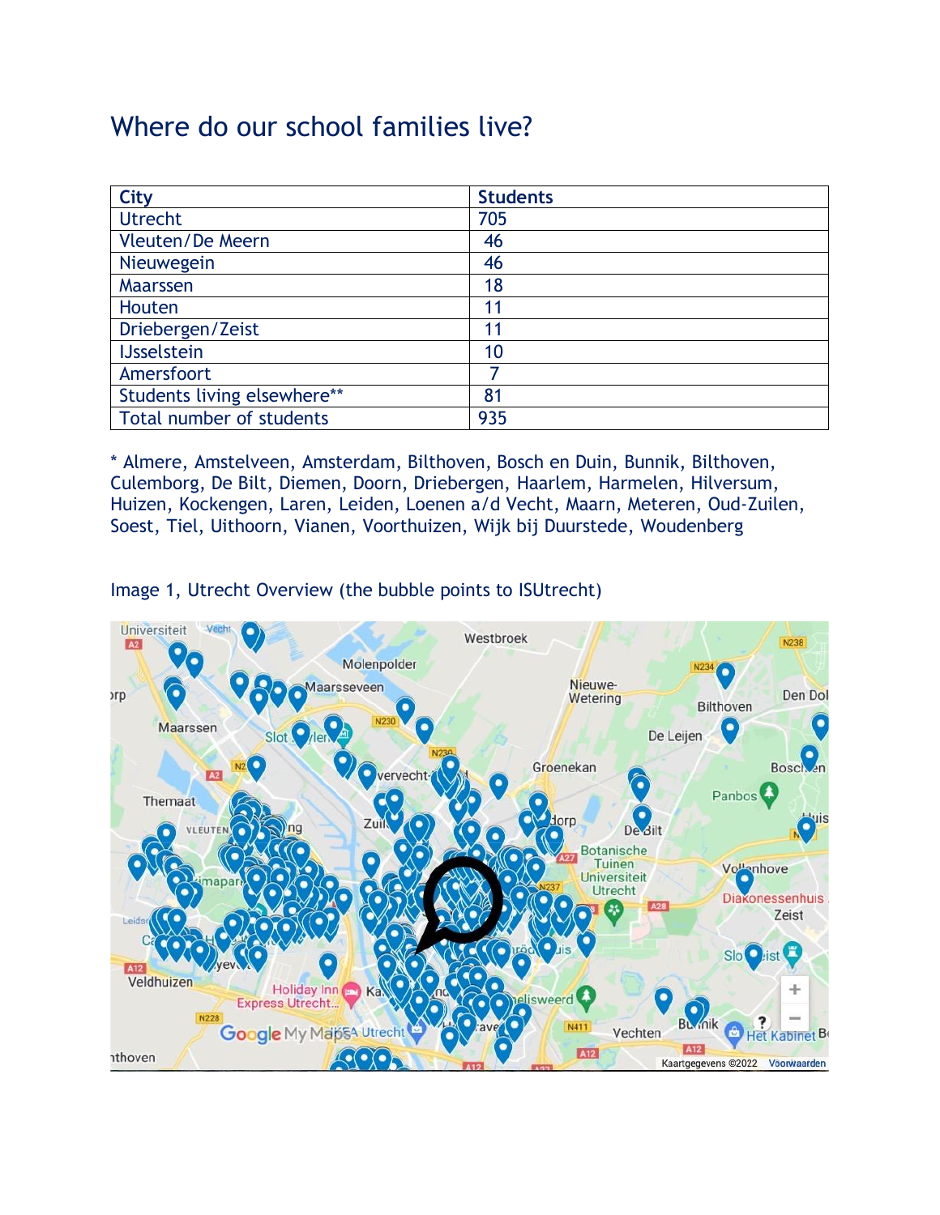# Where do our school families live?

| City | Students |
|---|---|
| Utrecht | 705 |
| Vleuten/De Meern | 46 |
| Nieuwegein | 46 |
| Maarssen | 18 |
| Houten | 11 |
| Driebergen/Zeist | 11 |
| IJsselstein | 10 |
| Amersfoort | 7 |
| Students living elsewhere** | 81 |
| Total number of students | 935 |

* Almere, Amstelveen, Amsterdam, Bilthoven, Bosch en Duin, Bunnik, Bilthoven, Culemborg, De Bilt, Diemen, Doorn, Driebergen, Haarlem, Harmelen, Hilversum, Huizen, Kockengen, Laren, Leiden, Loenen a/d Vecht, Maarn, Meteren, Oud-Zuilen, Soest, Tiel, Uithoorn, Vianen, Voorthuizen, Wijk bij Duurstede, Woudenberg

Image 1, Utrecht Overview (the bubble points to ISUtrecht)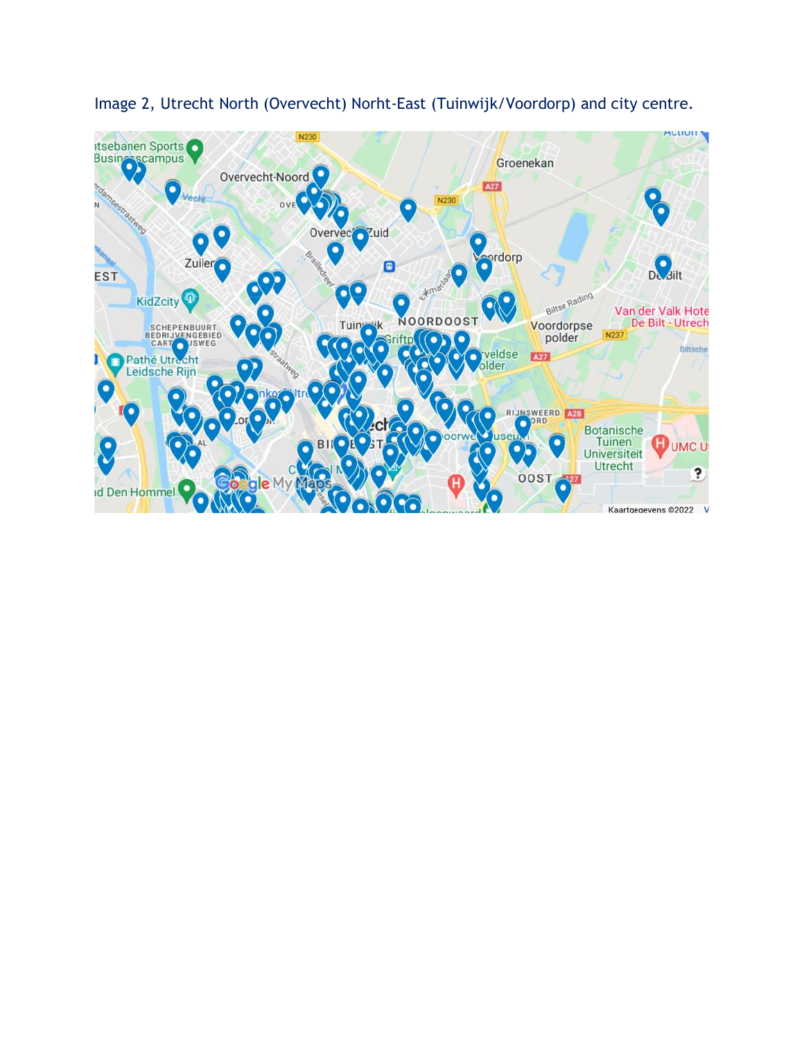Image 2, Utrecht North (Overvecht) Norht-East (Tuinwijk/Voordorp) and city centre.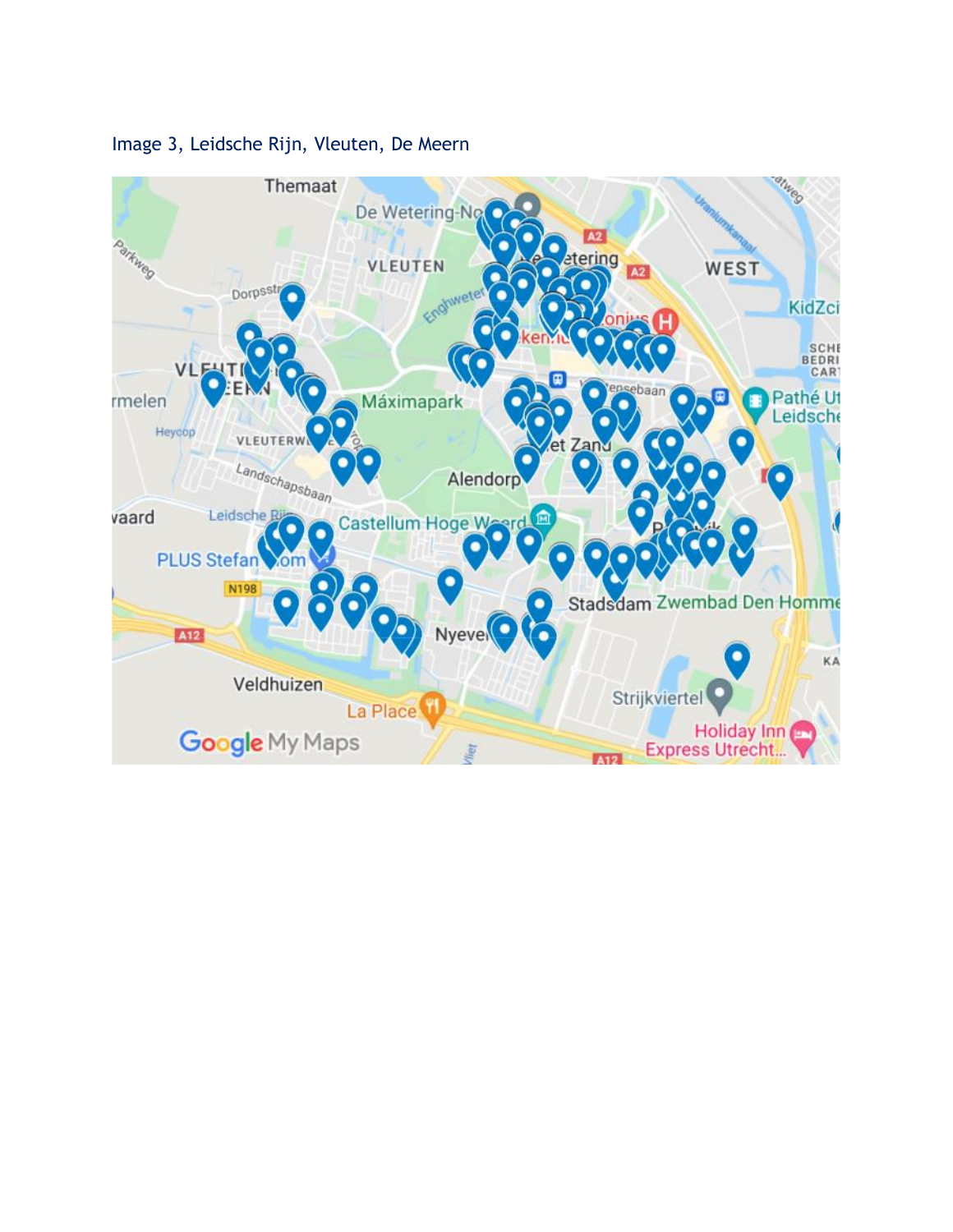Image 3, Leidsche Rijn, Vleuten, De Meern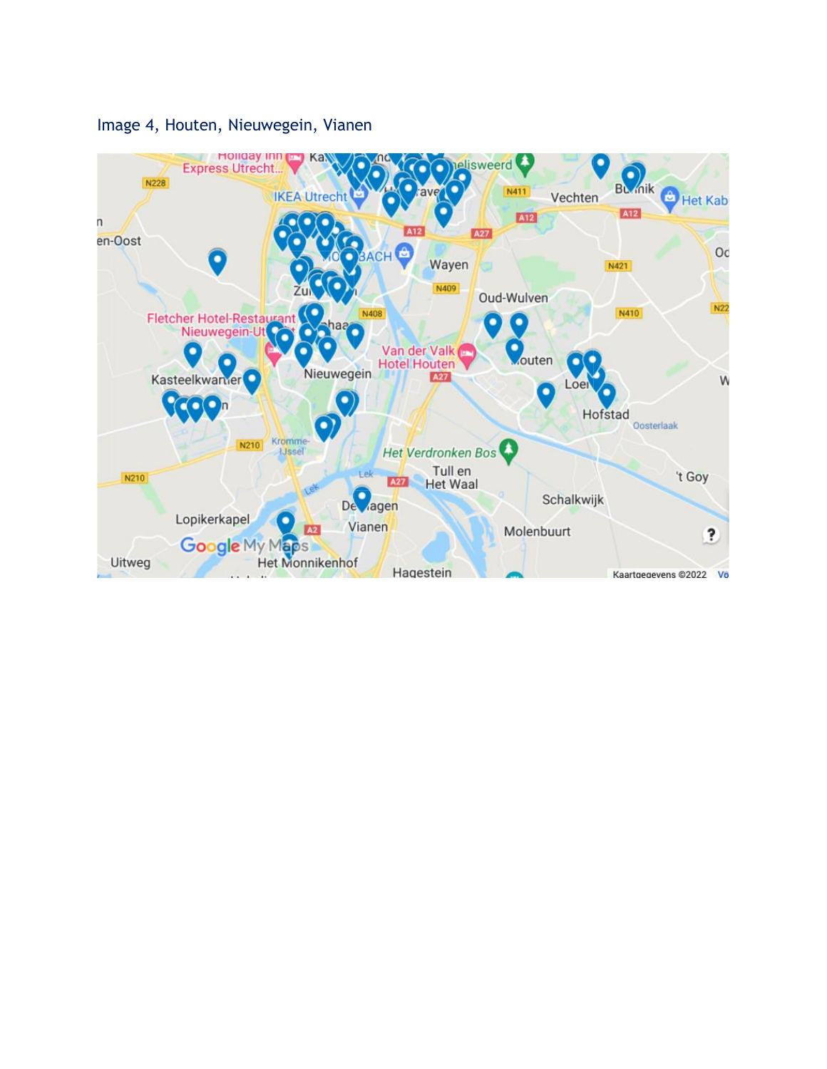Image 4, Houten, Nieuwegein, Vianen